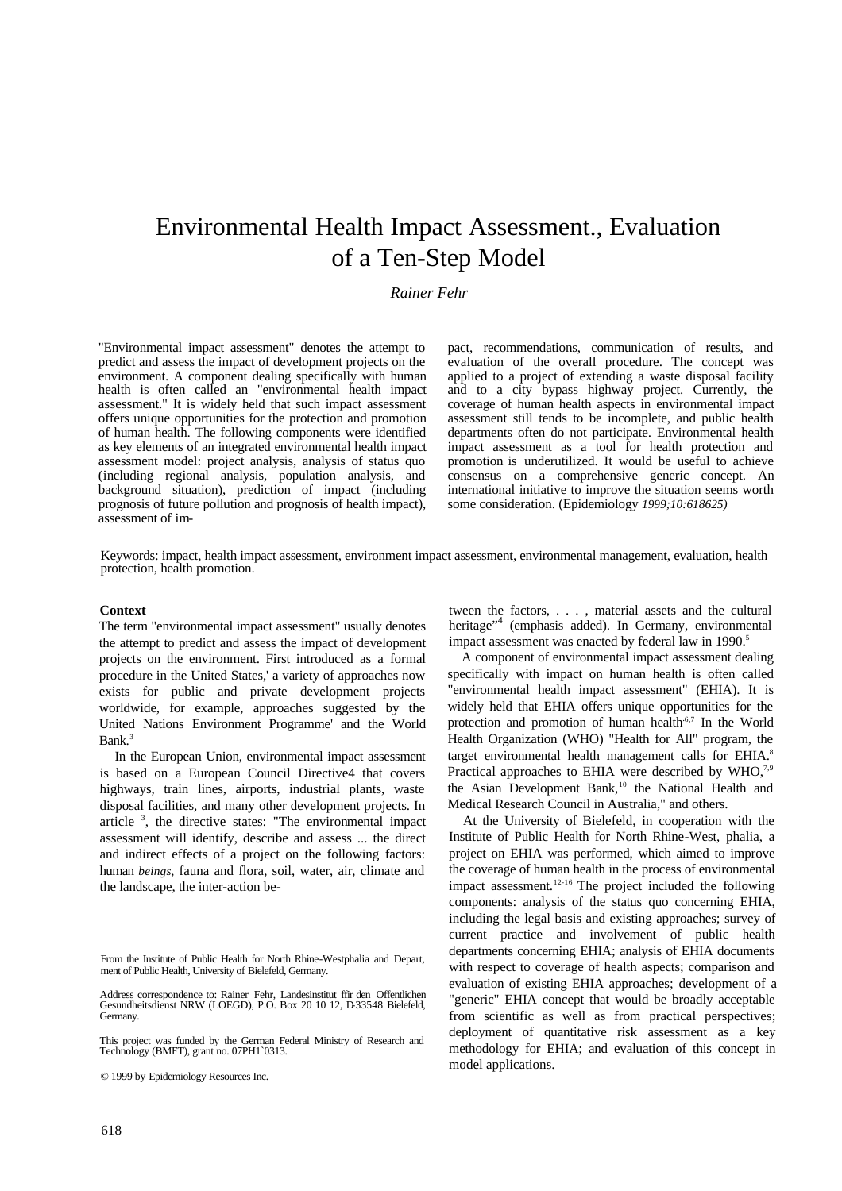# Environmental Health Impact Assessment., Evaluation of a Ten-Step Model

*Rainer Fehr*

"Environmental impact assessment" denotes the attempt to predict and assess the impact of development projects on the environment. A component dealing specifically with human health is often called an "environmental health impact assessment." It is widely held that such impact assessment offers unique opportunities for the protection and promotion of human health. The following components were identified as key elements of an integrated environmental health impact assessment model: project analysis, analysis of status quo (including regional analysis, population analysis, and background situation), prediction of impact (including prognosis of future pollution and prognosis of health impact), assessment of impact, recommendations, communication of results, and evaluation of the overall procedure. The concept was applied to a project of extending a waste disposal facility and to a city bypass highway project. Currently, the coverage of human health aspects in environmental impact assessment still tends to be incomplete, and public health departments often do not participate. Environmental health impact assessment as a tool for health protection and promotion is underutilized. It would be useful to achieve consensus on a comprehensive generic concept. An international initiative to improve the situation seems worth some consideration. (Epidemiology *1999;10:618625)*

Keywords: impact, health impact assessment, environment impact assessment, environmental management, evaluation, health protection, health promotion.

**Context**

The term "environmental impact assessment" usually denotes the attempt to predict and assess the impact of development projects on the environment. First introduced as a formal procedure in the United States,' a variety of approaches now exists for public and private development projects worldwide, for example, approaches suggested by the United Nations Environment Programme' and the World Bank.[3]

In the European Union, environmental impact assessment is based on a European Council Directive4 that covers highways, train lines, airports, industrial plants, waste disposal facilities, and many other development projects. In article [3], the directive states: "The environmental impact assessment will identify, describe and assess ... the direct and indirect effects of a project on the following factors: human *beings,* fauna and flora, soil, water, air, climate and the landscape, the inter-action between the factors, . . . , material assets and the cultural heritage"[4] (emphasis added). In Germany, environmental impact assessment was enacted by federal law in 1990.[5]

A component of environmental impact assessment dealing specifically with impact on human health is often called "environmental health impact assessment" (EHIA). It is widely held that EHIA offers unique opportunities for the protection and promotion of human health[6,7] In the World Health Organization (WHO) "Health for All" program, the target environmental health management calls for EHIA.[8] Practical approaches to EHIA were described by WHO,[7,9] the Asian Development Bank,[10] the National Health and Medical Research Council in Australia," and others.

At the University of Bielefeld, in cooperation with the Institute of Public Health for North Rhine-West, phalia, a project on EHIA was performed, which aimed to improve the coverage of human health in the process of environmental impact assessment.[12-16] The project included the following components: analysis of the status quo concerning EHIA, including the legal basis and existing approaches; survey of current practice and involvement of public health departments concerning EHIA; analysis of EHIA documents with respect to coverage of health aspects; comparison and evaluation of existing EHIA approaches; development of a "generic" EHIA concept that would be broadly acceptable from scientific as well as from practical perspectives; deployment of quantitative risk assessment as a key methodology for EHIA; and evaluation of this concept in model applications.

From the Institute of Public Health for North Rhine-Westphalia and Depart, ment of Public Health, University of Bielefeld, Germany.

Address correspondence to: Rainer Fehr, Landesinstitut ffir den Offentlichen Gesundheitsdienst NRW (LOEGD), P.O. Box 20 10 12, D-33548 Bielefeld, Germany.

This project was funded by the German Federal Ministry of Research and Technology (BMFT), grant no. 07PH1`0313.

© 1999 by Epidemiology Resources Inc.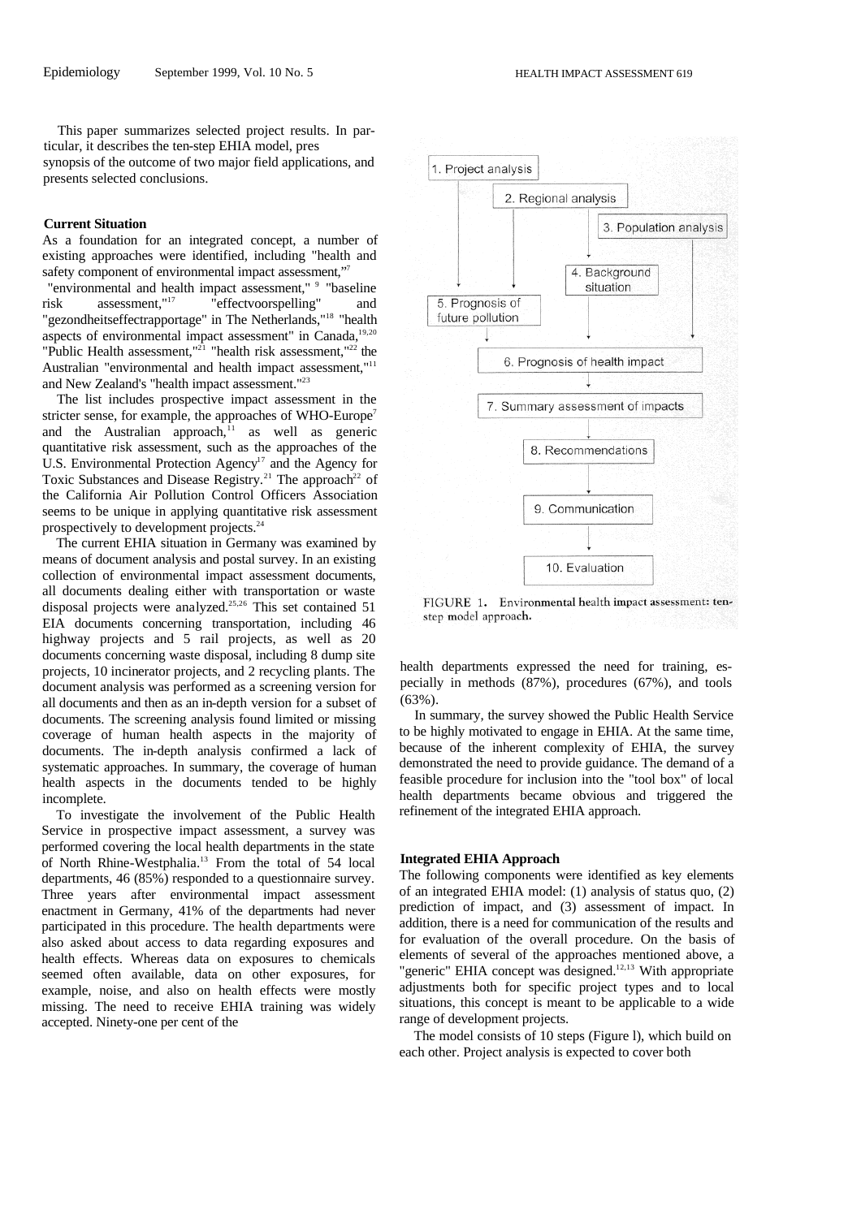This paper summarizes selected project results. In particular, it describes the ten-step EHIA model, pres synopsis of the outcome of two major field applications, and presents selected conclusions.

### Current Situation

As a foundation for an integrated concept, a number of existing approaches were identified, including "health and safety component of environmental impact assessment,"[7] "environmental and health impact assessment,"[9] "baseline risk assessment,"[17] "effectvoorspelling" and "gezondheitseffectrapportage" in The Netherlands,"[18] "health aspects of environmental impact assessment" in Canada,[19,20] "Public Health assessment,"[21] "health risk assessment,"[22] the Australian "environmental and health impact assessment,"[11] and New Zealand's "health impact assessment."[23]

The list includes prospective impact assessment in the stricter sense, for example, the approaches of WHO-Europe[7] and the Australian approach,[11] as well as generic quantitative risk assessment, such as the approaches of the U.S. Environmental Protection Agency[17] and the Agency for Toxic Substances and Disease Registry.[21] The approach[22] of the California Air Pollution Control Officers Association seems to be unique in applying quantitative risk assessment prospectively to development projects.[24]

The current EHIA situation in Germany was examined by means of document analysis and postal survey. In an existing collection of environmental impact assessment documents, all documents dealing either with transportation or waste disposal projects were analyzed.[25,26] This set contained 51 EIA documents concerning transportation, including 46 highway projects and 5 rail projects, as well as 20 documents concerning waste disposal, including 8 dump site projects, 10 incinerator projects, and 2 recycling plants. The document analysis was performed as a screening version for all documents and then as an in-depth version for a subset of documents. The screening analysis found limited or missing coverage of human health aspects in the majority of documents. The in-depth analysis confirmed a lack of systematic approaches. In summary, the coverage of human health aspects in the documents tended to be highly incomplete.

To investigate the involvement of the Public Health Service in prospective impact assessment, a survey was performed covering the local health departments in the state of North Rhine-Westphalia.[13] From the total of 54 local departments, 46 (85%) responded to a questionnaire survey. Three years after environmental impact assessment enactment in Germany, 41% of the departments had never participated in this procedure. The health departments were also asked about access to data regarding exposures and health effects. Whereas data on exposures to chemicals seemed often available, data on other exposures, for example, noise, and also on health effects were mostly missing. The need to receive EHIA training was widely accepted. Ninety-one per cent of the health departments expressed the need for training, especially in methods (87%), procedures (67%), and tools (63%).

In summary, the survey showed the Public Health Service to be highly motivated to engage in EHIA. At the same time, because of the inherent complexity of EHIA, the survey demonstrated the need to provide guidance. The demand of a feasible procedure for inclusion into the "tool box" of local health departments became obvious and triggered the refinement of the integrated EHIA approach.

1. Project analysis
2. Regional analysis
3. Population analysis
4. Background situation
5. Prognosis of future pollution
6. Prognosis of health impact
7. Summary assessment of impacts
8. Recommendations
9. Communication
10. Evaluation

FIGURE 1. Environmental health impact assessment: ten-step model approach.

### Integrated EHIA Approach

The following components were identified as key elements of an integrated EHIA model: (1) analysis of status quo, (2) prediction of impact, and (3) assessment of impact. In addition, there is a need for communication of the results and for evaluation of the overall procedure. On the basis of elements of several of the approaches mentioned above, a "generic" EHIA concept was designed.[12,13] With appropriate adjustments both for specific project types and to local situations, this concept is meant to be applicable to a wide range of development projects.

The model consists of 10 steps (Figure 1), which build on each other. Project analysis is expected to cover both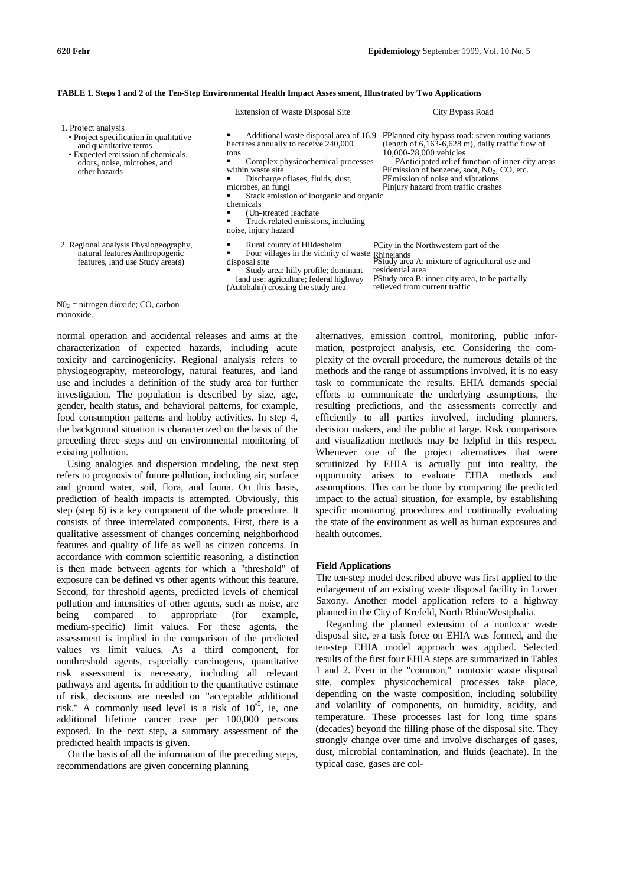**TABLE 1. Steps 1 and 2 of the Ten-Step Environmental Health Impact Assessment, Illustrated by Two Applications**

| | Extension of Waste Disposal Site | City Bypass Road |
|---|---|---|
| 1. Project analysis<br>• Project specification in qualitative and quantitative terms<br>• Expected emission of chemicals, odors, noise, microbes, and other hazards | ▪ Additional waste disposal area of 16.9 hectares annually to receive 240,000 tons<br>▪ Complex physicochemical processes within waste site<br>▪ Discharge ofiases, fluids, dust, microbes, an fungi<br>▪ Stack emission of inorganic and organic chemicals<br>▪ (Un-)treated leachate<br>▪ Truck-related emissions, including noise, injury hazard | PPlanned city bypass road: seven routing variants (length of 6,163-6,628 m), daily traffic flow of 10,000-28,000 vehicles<br>PAnticipated relief function of inner-city areas<br>PEmission of benzene, soot, $NO_2$, CO, etc.<br>PEmission of noise and vibrations<br>PInjury hazard from traffic crashes |
| 2. Regional analysis Physiogeography, natural features Anthropogenic features, land use Study area(s) | ▪ Rural county of Hildesheim<br>▪ Four villages in the vicinity of waste disposal site<br>▪ Study area: hilly profile; dominant land use: agriculture; federal highway (Autobahn) crossing the study area | PCity in the Northwestern part of the Rhinelands<br>PStudy area A: mixture of agricultural use and residential area<br>PStudy area B: inner-city area, to be partially relieved from current traffic |

$NO_2$ = nitrogen dioxide; CO, carbon monoxide.

normal operation and accidental releases and aims at the characterization of expected hazards, including acute toxicity and carcinogenicity. Regional analysis refers to physiogeography, meteorology, natural features, and land use and includes a definition of the study area for further investigation. The population is described by size, age, gender, health status, and behavioral patterns, for example, food consumption patterns and hobby activities. In step 4, the background situation is characterized on the basis of the preceding three steps and on environmental monitoring of existing pollution.

Using analogies and dispersion modeling, the next step refers to prognosis of future pollution, including air, surface and ground water, soil, flora, and fauna. On this basis, prediction of health impacts is attempted. Obviously, this step (step 6) is a key component of the whole procedure. It consists of three interrelated components. First, there is a qualitative assessment of changes concerning neighborhood features and quality of life as well as citizen concerns. In accordance with common scientific reasoning, a distinction is then made between agents for which a "threshold" of exposure can be defined vs other agents without this feature. Second, for threshold agents, predicted levels of chemical pollution and intensities of other agents, such as noise, are being compared to appropriate (for example, medium-specific) limit values. For these agents, the assessment is implied in the comparison of the predicted values vs limit values. As a third component, for nonthreshold agents, especially carcinogens, quantitative risk assessment is necessary, including all relevant pathways and agents. In addition to the quantitative estimate of risk, decisions are needed on "acceptable additional risk." A commonly used level is a risk of $10^{-5}$, ie, one additional lifetime cancer case per 100,000 persons exposed. In the next step, a summary assessment of the predicted health impacts is given.

On the basis of all the information of the preceding steps, recommendations are given concerning planning alternatives, emission control, monitoring, public information, postproject analysis, etc. Considering the complexity of the overall procedure, the numerous details of the methods and the range of assumptions involved, it is no easy task to communicate the results. EHIA demands special efforts to communicate the underlying assumptions, the resulting predictions, and the assessments correctly and efficiently to all parties involved, including planners, decision makers, and the public at large. Risk comparisons and visualization methods may be helpful in this respect. Whenever one of the project alternatives that were scrutinized by EHIA is actually put into reality, the opportunity arises to evaluate EHIA methods and assumptions. This can be done by comparing the predicted impact to the actual situation, for example, by establishing specific monitoring procedures and continually evaluating the state of the environment as well as human exposures and health outcomes.

### Field Applications

The ten-step model described above was first applied to the enlargement of an existing waste disposal facility in Lower Saxony. Another model application refers to a highway planned in the City of Krefeld, North RhineWestphalia.

Regarding the planned extension of a nontoxic waste disposal site, [27] a task force on EHIA was formed, and the ten-step EHIA model approach was applied. Selected results of the first four EHIA steps are summarized in Tables 1 and 2. Even in the "common," nontoxic waste disposal site, complex physicochemical processes take place, depending on the waste composition, including solubility and volatility of components, on humidity, acidity, and temperature. These processes last for long time spans (decades) beyond the filling phase of the disposal site. They strongly change over time and involve discharges of gases, dust, microbial contamination, and fluids (leachate). In the typical case, gases are col-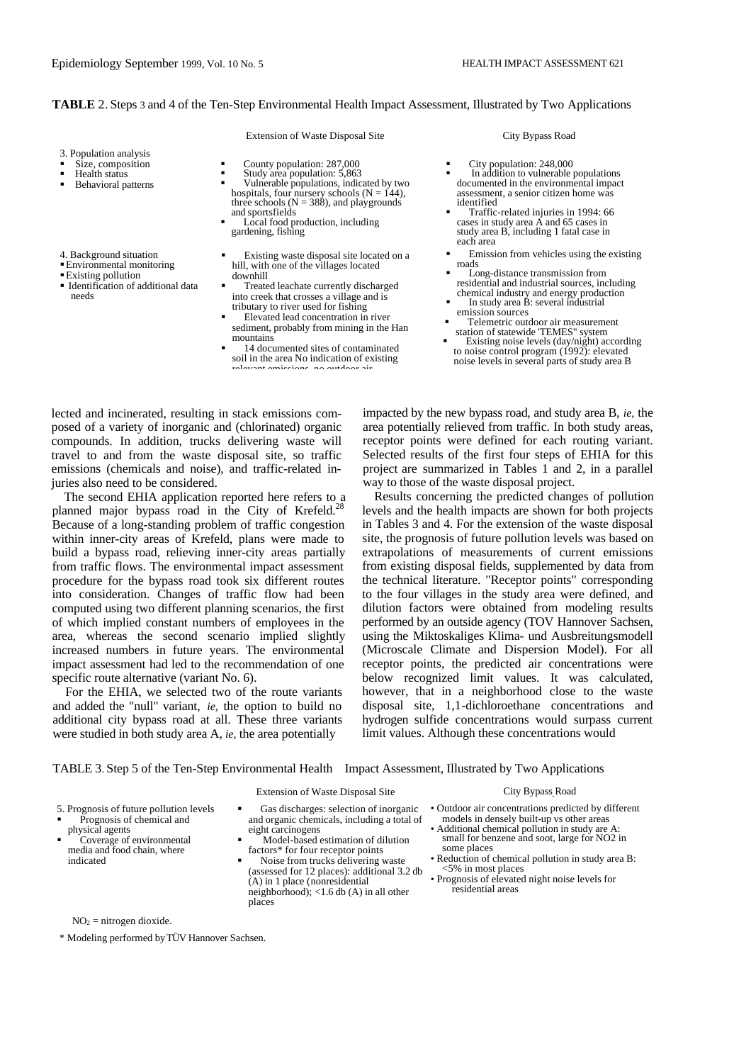**TABLE 2.** Steps 3 and 4 of the Ten-Step Environmental Health Impact Assessment, Illustrated by Two Applications

| | Extension of Waste Disposal Site | City Bypass Road |
|---|---|---|
| 3. Population analysis<br>▪ Size, composition<br>▪ Health status<br>▪ Behavioral patterns | ▪ County population: 287,000<br>▪ Study area population: 5,863<br>▪ Vulnerable populations, indicated by two hospitals, four nursery schools (N = 144), three schools (N = 388), and playgrounds and sportsfields<br>▪ Local food production, including gardening, fishing | ▪ City population: 248,000<br>▪ In addition to vulnerable populations documented in the environmental impact assessment, a senior citizen home was identified<br>▪ Traffic-related injuries in 1994: 66 cases in study area A and 65 cases in study area B, including 1 fatal case in each area |
| 4. Background situation<br>▪ Environmental monitoring<br>▪ Existing pollution<br>▪ Identification of additional data needs | ▪ Existing waste disposal site located on a hill, with one of the villages located downhill<br>▪ Treated leachate currently discharged into creek that crosses a village and is tributary to river used for fishing<br>▪ Elevated lead concentration in river sediment, probably from mining in the Han mountains<br>▪ 14 documented sites of contaminated soil in the area No indication of existing relevant emissions, no outdoor air | ▪ Emission from vehicles using the existing roads<br>▪ Long-distance transmission from residential and industrial sources, including chemical industry and energy production<br>▪ In study area B: several industrial emission sources<br>▪ Telemetric outdoor air measurement station of statewide 'TEMES" system<br>▪ Existing noise levels (day/night) according to noise control program (1992): elevated noise levels in several parts of study area B |

lected and incinerated, resulting in stack emissions composed of a variety of inorganic and (chlorinated) organic compounds. In addition, trucks delivering waste will travel to and from the waste disposal site, so traffic emissions (chemicals and noise), and traffic-related injuries also need to be considered.

The second EHIA application reported here refers to a planned major bypass road in the City of Krefeld.[28] Because of a long-standing problem of traffic congestion within inner-city areas of Krefeld, plans were made to build a bypass road, relieving inner-city areas partially from traffic flows. The environmental impact assessment procedure for the bypass road took six different routes into consideration. Changes of traffic flow had been computed using two different planning scenarios, the first of which implied constant numbers of employees in the area, whereas the second scenario implied slightly increased numbers in future years. The environmental impact assessment had led to the recommendation of one specific route alternative (variant No. 6).

For the EHIA, we selected two of the route variants and added the "null" variant, *ie,* the option to build no additional city bypass road at all. These three variants were studied in both study area A, *ie,* the area potentially impacted by the new bypass road, and study area B, *ie,* the area potentially relieved from traffic. In both study areas, receptor points were defined for each routing variant. Selected results of the first four steps of EHIA for this project are summarized in Tables 1 and 2, in a parallel way to those of the waste disposal project.

Results concerning the predicted changes of pollution levels and the health impacts are shown for both projects in Tables 3 and 4. For the extension of the waste disposal site, the prognosis of future pollution levels was based on extrapolations of measurements of current emissions from existing disposal fields, supplemented by data from the technical literature. "Receptor points" corresponding to the four villages in the study area were defined, and dilution factors were obtained from modeling results performed by an outside agency (TOV Hannover Sachsen, using the Miktoskaliges Klima- und Ausbreitungsmodell (Microscale Climate and Dispersion Model). For all receptor points, the predicted air concentrations were below recognized limit values. It was calculated, however, that in a neighborhood close to the waste disposal site, 1,1-dichloroethane concentrations and hydrogen sulfide concentrations would surpass current limit values. Although these concentrations would

TABLE 3. Step 5 of the Ten-Step Environmental Health Impact Assessment, Illustrated by Two Applications

| | Extension of Waste Disposal Site | City Bypass Road |
|---|---|---|
| 5. Prognosis of future pollution levels<br>▪ Prognosis of chemical and physical agents<br>▪ Coverage of environmental media and food chain, where indicated | ▪ Gas discharges: selection of inorganic and organic chemicals, including a total of eight carcinogens<br>▪ Model-based estimation of dilution factors* for four receptor points<br>▪ Noise from trucks delivering waste (assessed for 12 places): additional 3.2 db (A) in 1 place (nonresidential neighborhood); <1.6 db (A) in all other places | • Outdoor air concentrations predicted by different models in densely built-up vs other areas<br>• Additional chemical pollution in study are A: small for benzene and soot, large for $NO_2$ in some places<br>• Reduction of chemical pollution in study area B: <5% in most places<br>• Prognosis of elevated night noise levels for residential areas |

$NO_2$ = nitrogen dioxide.

\* Modeling performed by TÜV Hannover Sachsen.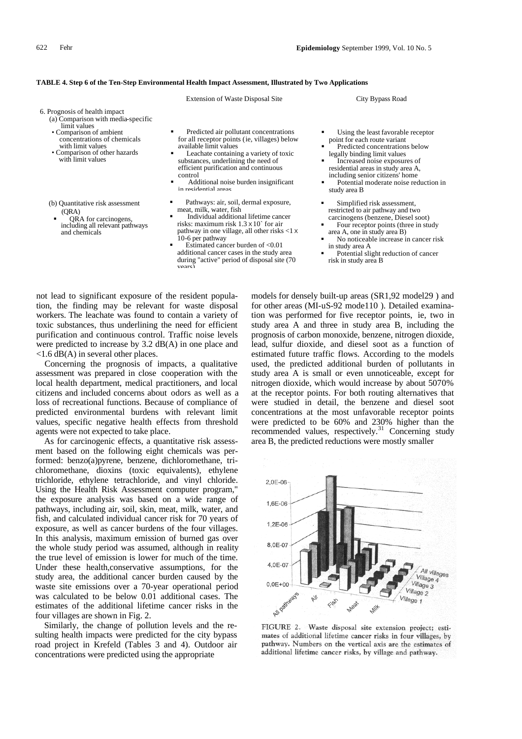**TABLE 4. Step 6 of the Ten-Step Environmental Health Impact Assessment, Illustrated by Two Applications**

| | Extension of Waste Disposal Site | City Bypass Road |
|---|---|---|
| 6. Prognosis of health impact<br>(a) Comparison with media-specific limit values<br>• Comparison of ambient concentrations of chemicals with limit values<br>• Comparison of other hazards with limit values | ▪ Predicted air pollutant concentrations for all receptor points (ie, villages) below available limit values<br>▪ Leachate containing a variety of toxic substances, underlining the need of efficient purification and continuous control<br>▪ Additional noise burden insignificant in residential areas | ▪ Using the least favorable receptor point for each route variant<br>▪ Predicted concentrations below legally binding limit values<br>▪ Increased noise exposures of residential areas in study area A, including senior citizens' home<br>▪ Potential moderate noise reduction in study area B |
| (b) Quantitative risk assessment (QRA)<br>▪ QRA for carcinogens, including all relevant pathways and chemicals | ▪ Pathways: air, soil, dermal exposure, meat, milk, water, fish<br>▪ Individual additional lifetime cancer risks: maximum risk 1.3 x 10` for air pathway in one village, all other risks <1 x 10-6 per pathway<br>▪ Estimated cancer burden of <0.01 additional cancer cases in the study area during "active" period of disposal site (70 years) | ▪ Simplified risk assessment, restricted to air pathway and two carcinogens (benzene, Diesel soot)<br>▪ Four receptor points (three in study area A, one in study area B)<br>▪ No noticeable increase in cancer risk in study area A<br>▪ Potential slight reduction of cancer risk in study area B |

not lead to significant exposure of the resident population, the finding may be relevant for waste disposal workers. The leachate was found to contain a variety of toxic substances, thus underlining the need for efficient purification and continuous control. Traffic noise levels were predicted to increase by 3.2 dB(A) in one place and <1.6 dB(A) in several other places.

Concerning the prognosis of impacts, a qualitative assessment was prepared in close cooperation with the local health department, medical practitioners, and local citizens and included concerns about odors as well as a loss of recreational functions. Because of compliance of predicted environmental burdens with relevant limit values, specific negative health effects from threshold agents were not expected to take place.

As for carcinogenic effects, a quantitative risk assessment based on the following eight chemicals was performed: benzo(a)pyrene, benzene, dichloromethane, trichloromethane, dioxins (toxic equivalents), ethylene trichloride, ethylene tetrachloride, and vinyl chloride. Using the Health Risk Assessment computer program," the exposure analysis was based on a wide range of pathways, including air, soil, skin, meat, milk, water, and fish, and calculated individual cancer risk for 70 years of exposure, as well as cancer burdens of the four villages. In this analysis, maximum emission of burned gas over the whole study period was assumed, although in reality the true level of emission is lower for much of the time. Under these health,conservative assumptions, for the study area, the additional cancer burden caused by the waste site emissions over a 70-year operational period was calculated to be below 0.01 additional cases. The estimates of the additional lifetime cancer risks in the four villages are shown in Fig. 2.

Similarly, the change of pollution levels and the resulting health impacts were predicted for the city bypass road project in Krefeld (Tables 3 and 4). Outdoor air concentrations were predicted using the appropriate models for densely built-up areas (SR1,92 model29 ) and for other areas (MI-uS-92 mode110 ). Detailed examination was performed for five receptor points, ie, two in study area A and three in study area B, including the prognosis of carbon monoxide, benzene, nitrogen dioxide, lead, sulfur dioxide, and diesel soot as a function of estimated future traffic flows. According to the models used, the predicted additional burden of pollutants in study area A is small or even unnoticeable, except for nitrogen dioxide, which would increase by about 5070% at the receptor points. For both routing alternatives that were studied in detail, the benzene and diesel soot concentrations at the most unfavorable receptor points were predicted to be 60% and 230% higher than the recommended values, respectively.[31] Concerning study area B, the predicted reductions were mostly smaller

FIGURE 2. Waste disposal site extension project; estimates of additional lifetime cancer risks in four villages, by pathway. Numbers on the vertical axis are the estimates of additional lifetime cancer risks, by village and pathway.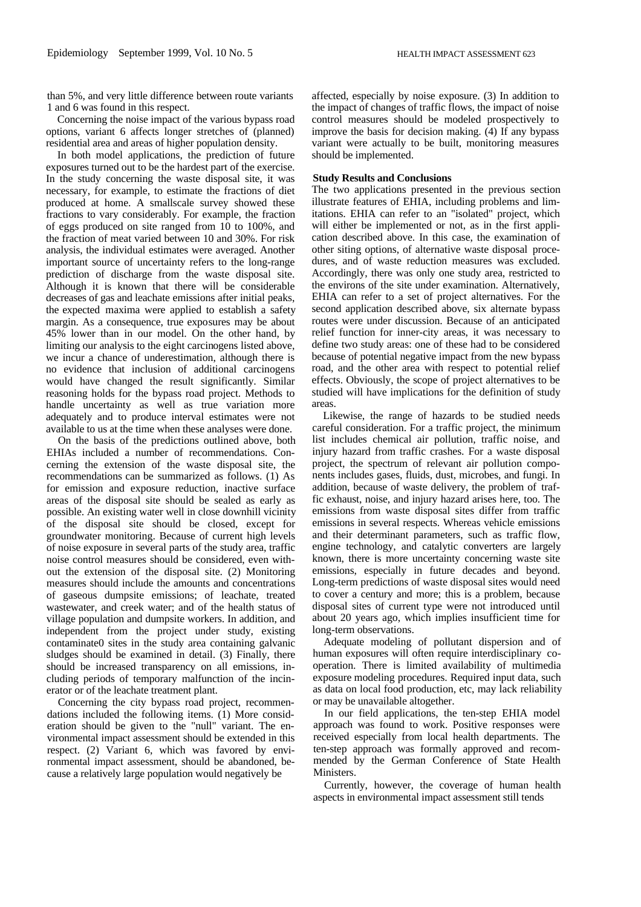than 5%, and very little difference between route variants 1 and 6 was found in this respect.

Concerning the noise impact of the various bypass road options, variant 6 affects longer stretches of (planned) residential area and areas of higher population density.

In both model applications, the prediction of future exposures turned out to be the hardest part of the exercise. In the study concerning the waste disposal site, it was necessary, for example, to estimate the fractions of diet produced at home. A smallscale survey showed these fractions to vary considerably. For example, the fraction of eggs produced on site ranged from 10 to 100%, and the fraction of meat varied between 10 and 30%. For risk analysis, the individual estimates were averaged. Another important source of uncertainty refers to the long-range prediction of discharge from the waste disposal site. Although it is known that there will be considerable decreases of gas and leachate emissions after initial peaks, the expected maxima were applied to establish a safety margin. As a consequence, true exposures may be about 45% lower than in our model. On the other hand, by limiting our analysis to the eight carcinogens listed above, we incur a chance of underestimation, although there is no evidence that inclusion of additional carcinogens would have changed the result significantly. Similar reasoning holds for the bypass road project. Methods to handle uncertainty as well as true variation more adequately and to produce interval estimates were not available to us at the time when these analyses were done.

On the basis of the predictions outlined above, both EHIAs included a number of recommendations. Concerning the extension of the waste disposal site, the recommendations can be summarized as follows. (1) As for emission and exposure reduction, inactive surface areas of the disposal site should be sealed as early as possible. An existing water well in close downhill vicinity of the disposal site should be closed, except for groundwater monitoring. Because of current high levels of noise exposure in several parts of the study area, traffic noise control measures should be considered, even without the extension of the disposal site. (2) Monitoring measures should include the amounts and concentrations of gaseous dumpsite emissions; of leachate, treated wastewater, and creek water; and of the health status of village population and dumpsite workers. In addition, and independent from the project under study, existing contaminate0 sites in the study area containing galvanic sludges should be examined in detail. (3) Finally, there should be increased transparency on all emissions, including periods of temporary malfunction of the incinerator or of the leachate treatment plant.

Concerning the city bypass road project, recommendations included the following items. (1) More consideration should be given to the "null" variant. The environmental impact assessment should be extended in this respect. (2) Variant 6, which was favored by environmental impact assessment, should be abandoned, because a relatively large population would negatively be affected, especially by noise exposure. (3) In addition to the impact of changes of traffic flows, the impact of noise control measures should be modeled prospectively to improve the basis for decision making. (4) If any bypass variant were actually to be built, monitoring measures should be implemented.

**Study Results and Conclusions**

The two applications presented in the previous section illustrate features of EHIA, including problems and limitations. EHIA can refer to an "isolated" project, which will either be implemented or not, as in the first application described above. In this case, the examination of other siting options, of alternative waste disposal procedures, and of waste reduction measures was excluded. Accordingly, there was only one study area, restricted to the environs of the site under examination. Alternatively, EHIA can refer to a set of project alternatives. For the second application described above, six alternate bypass routes were under discussion. Because of an anticipated relief function for inner-city areas, it was necessary to define two study areas: one of these had to be considered because of potential negative impact from the new bypass road, and the other area with respect to potential relief effects. Obviously, the scope of project alternatives to be studied will have implications for the definition of study areas.

Likewise, the range of hazards to be studied needs careful consideration. For a traffic project, the minimum list includes chemical air pollution, traffic noise, and injury hazard from traffic crashes. For a waste disposal project, the spectrum of relevant air pollution components includes gases, fluids, dust, microbes, and fungi. In addition, because of waste delivery, the problem of traffic exhaust, noise, and injury hazard arises here, too. The emissions from waste disposal sites differ from traffic emissions in several respects. Whereas vehicle emissions and their determinant parameters, such as traffic flow, engine technology, and catalytic converters are largely known, there is more uncertainty concerning waste site emissions, especially in future decades and beyond. Long-term predictions of waste disposal sites would need to cover a century and more; this is a problem, because disposal sites of current type were not introduced until about 20 years ago, which implies insufficient time for long-term observations.

Adequate modeling of pollutant dispersion and of human exposures will often require interdisciplinary cooperation. There is limited availability of multimedia exposure modeling procedures. Required input data, such as data on local food production, etc, may lack reliability or may be unavailable altogether.

In our field applications, the ten-step EHIA model approach was found to work. Positive responses were received especially from local health departments. The ten-step approach was formally approved and recommended by the German Conference of State Health Ministers.

Currently, however, the coverage of human health aspects in environmental impact assessment still tends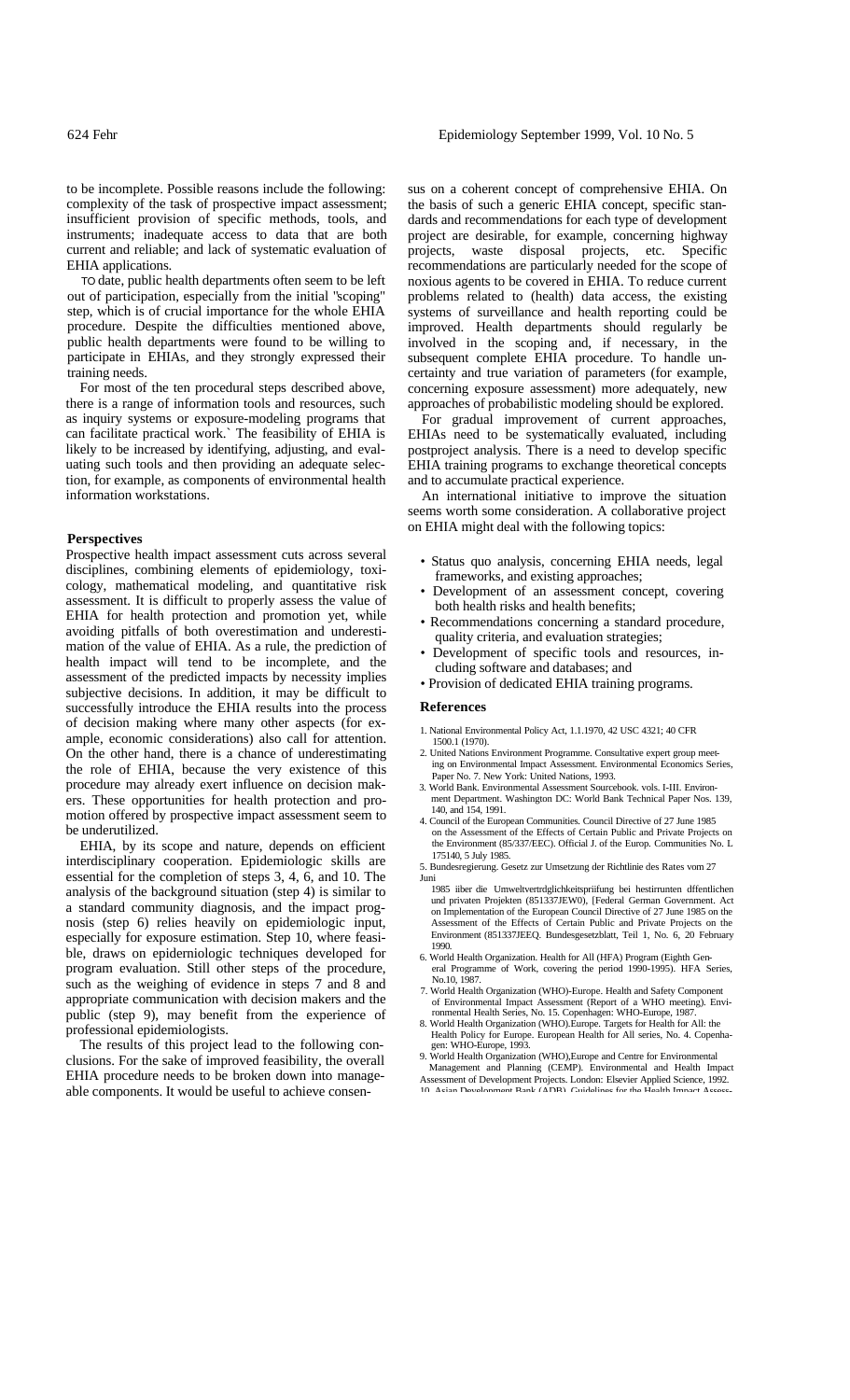to be incomplete. Possible reasons include the following: complexity of the task of prospective impact assessment; insufficient provision of specific methods, tools, and instruments; inadequate access to data that are both current and reliable; and lack of systematic evaluation of EHIA applications.

TO date, public health departments often seem to be left out of participation, especially from the initial "scoping" step, which is of crucial importance for the whole EHIA procedure. Despite the difficulties mentioned above, public health departments were found to be willing to participate in EHIAs, and they strongly expressed their training needs.

For most of the ten procedural steps described above, there is a range of information tools and resources, such as inquiry systems or exposure-modeling programs that can facilitate practical work.` The feasibility of EHIA is likely to be increased by identifying, adjusting, and evaluating such tools and then providing an adequate selection, for example, as components of environmental health information workstations.

## Perspectives

Prospective health impact assessment cuts across several disciplines, combining elements of epidemiology, toxicology, mathematical modeling, and quantitative risk assessment. It is difficult to properly assess the value of EHIA for health protection and promotion yet, while avoiding pitfalls of both overestimation and underestimation of the value of EHIA. As a rule, the prediction of health impact will tend to be incomplete, and the assessment of the predicted impacts by necessity implies subjective decisions. In addition, it may be difficult to successfully introduce the EHIA results into the process of decision making where many other aspects (for example, economic considerations) also call for attention. On the other hand, there is a chance of underestimating the role of EHIA, because the very existence of this procedure may already exert influence on decision makers. These opportunities for health protection and promotion offered by prospective impact assessment seem to be underutilized.

EHIA, by its scope and nature, depends on efficient interdisciplinary cooperation. Epidemiologic skills are essential for the completion of steps 3, 4, 6, and 10. The analysis of the background situation (step 4) is similar to a standard community diagnosis, and the impact prognosis (step 6) relies heavily on epidemiologic input, especially for exposure estimation. Step 10, where feasible, draws on epidemiologic techniques developed for program evaluation. Still other steps of the procedure, such as the weighing of evidence in steps 7 and 8 and appropriate communication with decision makers and the public (step 9), may benefit from the experience of professional epidemiologists.

The results of this project lead to the following conclusions. For the sake of improved feasibility, the overall EHIA procedure needs to be broken down into manageable components. It would be useful to achieve consensus on a coherent concept of comprehensive EHIA. On the basis of such a generic EHIA concept, specific standards and recommendations for each type of development project are desirable, for example, concerning highway projects, waste disposal projects, etc. Specific recommendations are particularly needed for the scope of noxious agents to be covered in EHIA. To reduce current problems related to (health) data access, the existing systems of surveillance and health reporting could be improved. Health departments should regularly be involved in the scoping and, if necessary, in the subsequent complete EHIA procedure. To handle uncertainty and true variation of parameters (for example, concerning exposure assessment) more adequately, new approaches of probabilistic modeling should be explored.

For gradual improvement of current approaches, EHIAs need to be systematically evaluated, including postproject analysis. There is a need to develop specific EHIA training programs to exchange theoretical concepts and to accumulate practical experience.

An international initiative to improve the situation seems worth some consideration. A collaborative project on EHIA might deal with the following topics:

- Status quo analysis, concerning EHIA needs, legal frameworks, and existing approaches;
- Development of an assessment concept, covering both health risks and health benefits;
- Recommendations concerning a standard procedure, quality criteria, and evaluation strategies;
- Development of specific tools and resources, including software and databases; and
- Provision of dedicated EHIA training programs.

## References

1. National Environmental Policy Act, 1.1.1970, 42 USC 4321; 40 CFR 1500.1 (1970).
2. United Nations Environment Programme. Consultative expert group meeting on Environmental Impact Assessment. Environmental Economics Series, Paper No. 7. New York: United Nations, 1993.
3. World Bank. Environmental Assessment Sourcebook. vols. I-III. Environment Department. Washington DC: World Bank Technical Paper Nos. 139, 140, and 154, 1991.
4. Council of the European Communities. Council Directive of 27 June 1985 on the Assessment of the Effects of Certain Public and Private Projects on the Environment (85/337/EEC). Official J. of the Europ. Communities No. L 175140, 5 July 1985.
5. Bundesregierung. Gesetz zur Umsetzung der Richtlinie des Rates vom 27 Juni 1985 iiber die Umweltvertrdglichkeitspriifung bei hestirnrnten dffentlichen und privaten Projekten (851337JEW0), [Federal German Government. Act on Implementation of the European Council Directive of 27 June 1985 on the Assessment of the Effects of Certain Public and Private Projects on the Environment (851337JEEQ. Bundesgesetzblatt, Teil 1, No. 6, 20 February 1990.
6. World Health Organization. Health for All (HFA) Program (Eighth General Programme of Work, covering the period 1990-1995). HFA Series, No.10, 1987.
7. World Health Organization (WHO)-Europe. Health and Safety Component of Environmental Impact Assessment (Report of a WHO meeting). Environmental Health Series, No. 15. Copenhagen: WHO-Europe, 1987.
8. World Health Organization (WHO).Europe. Targets for Health for All: the Health Policy for Europe. European Health for All series, No. 4. Copenhagen: WHO-Europe, 1993.
9. World Health Organization (WHO),Europe and Centre for Environmental Management and Planning (CEMP). Environmental and Health Impact Assessment of Development Projects. London: Elsevier Applied Science, 1992.
10. Asian Development Bank (ADB). Guidelines for the Health Impact Assess-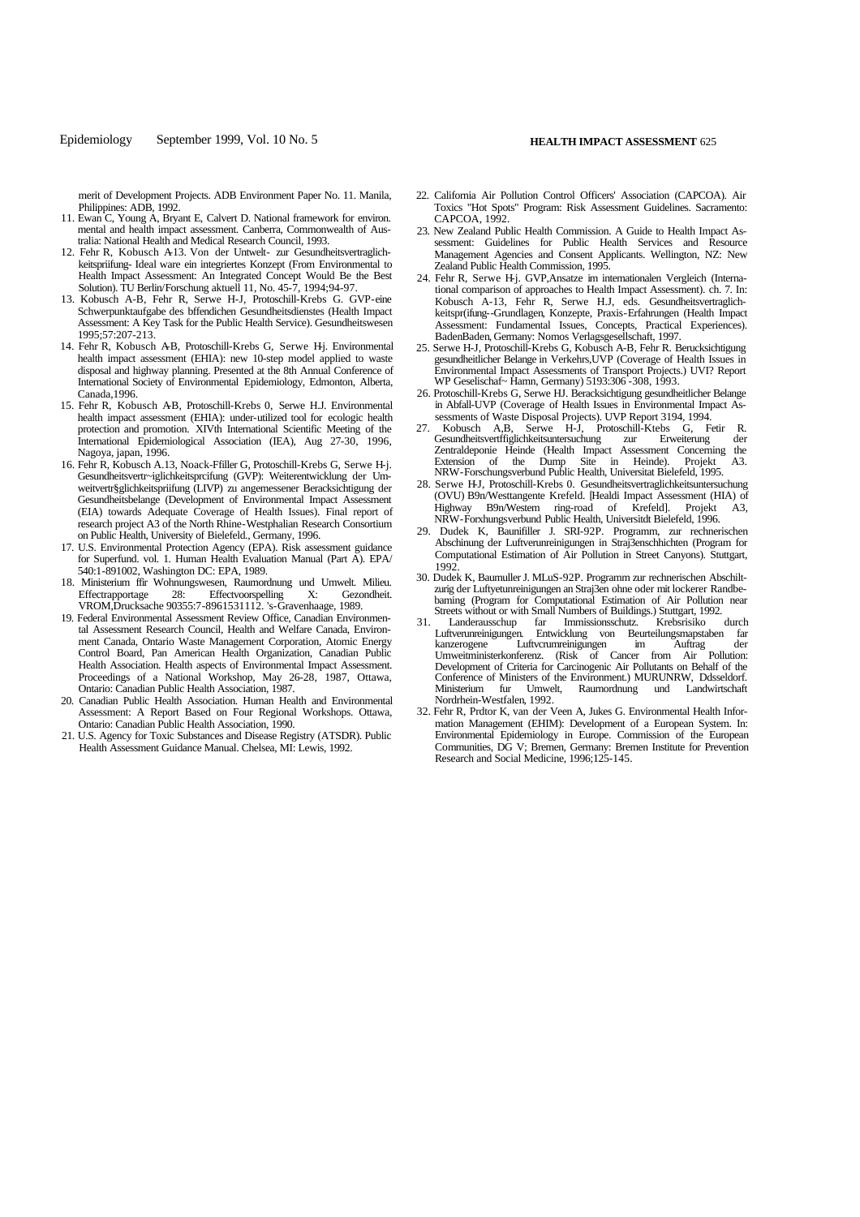merit of Development Projects. ADB Environment Paper No. 11. Manila, Philippines: ADB, 1992.

11. Ewan C, Young A, Bryant E, Calvert D. National framework for environ. mental and health impact assessment. Canberra, Commonwealth of Australia: National Health and Medical Research Council, 1993.
12. Fehr R, Kobusch A-13. Von der Untwelt- zur Gesundheitsvertraglichkeitspriifung- Ideal ware ein integriertes Konzept (From Environmental to Health Impact Assessment: An Integrated Concept Would Be the Best Solution). TU Berlin/Forschung aktuell 11, No. 45-7, 1994;94-97.
13. Kobusch A-B, Fehr R, Serwe H-J, Protoschill-Krebs G. GVP-eine Schwerpunktaufgabe des bffendichen Gesundheitsdienstes (Health Impact Assessment: A Key Task for the Public Health Service). Gesundheitswesen 1995;57:207-213.
14. Fehr R, Kobusch A-B, Protoschill-Krebs G, Serwe H-j. Environmental health impact assessment (EHIA): new 10-step model applied to waste disposal and highway planning. Presented at the 8th Annual Conference of International Society of Environmental Epidemiology, Edmonton, Alberta, Canada,1996.
15. Fehr R, Kobusch A-B, Protoschill-Krebs 0, Serwe H.J. Environmental health impact assessment (EHIA): under-utilized tool for ecologic health protection and promotion. XIVth International Scientific Meeting of the International Epidemiological Association (IEA), Aug 27-30, 1996, Nagoya, japan, 1996.
16. Fehr R, Kobusch A.13, Noack-Ffiller G, Protoschill-Krebs G, Serwe H-j. Gesundheitsvertr~iglichkeitsprcifung (GVP): Weiterentwicklung der Umweitvertr§glichkeitspriifung (LIVP) zu angemessener Beracksichtigung der Gesundheitsbelange (Development of Environmental Impact Assessment (EIA) towards Adequate Coverage of Health Issues). Final report of research project A3 of the North Rhine-Westphalian Research Consortium on Public Health, University of Bielefeld., Germany, 1996.
17. U.S. Environmental Protection Agency (EPA). Risk assessment guidance for Superfund. vol. 1. Human Health Evaluation Manual (Part A). EPA/ 540:1-891002, Washington DC: EPA, 1989.
18. Ministerium ffir Wohnungswesen, Raumordnung und Umwelt. Milieu. Effectrapportage 28: Effectvoorspelling X: Gezondheit. VROM,Drucksache 90355:7-8961531112. 's-Gravenhaage, 1989.
19. Federal Environmental Assessment Review Office, Canadian Environmental Assessment Research Council, Health and Welfare Canada, Environment Canada, Ontario Waste Management Corporation, Atomic Energy Control Board, Pan American Health Organization, Canadian Public Health Association. Health aspects of Environmental Impact Assessment. Proceedings of a National Workshop, May 26-28, 1987, Ottawa, Ontario: Canadian Public Health Association, 1987.
20. Canadian Public Health Association. Human Health and Environmental Assessment: A Report Based on Four Regional Workshops. Ottawa, Ontario: Canadian Public Health Association, 1990.
21. U.S. Agency for Toxic Substances and Disease Registry (ATSDR). Public Health Assessment Guidance Manual. Chelsea, MI: Lewis, 1992.
22. California Air Pollution Control Officers' Association (CAPCOA). Air Toxics "Hot Spots" Program: Risk Assessment Guidelines. Sacramento: CAPCOA, 1992.
23. New Zealand Public Health Commission. A Guide to Health Impact Assessment: Guidelines for Public Health Services and Resource Management Agencies and Consent Applicants. Wellington, NZ: New Zealand Public Health Commission, 1995.
24. Fehr R, Serwe H-j. GVP,Ansatze im internationalen Vergleich (International comparison of approaches to Health Impact Assessment). ch. 7. In: Kobusch A-13, Fehr R, Serwe H.J, eds. Gesundheitsvertraglichkeitspr(ifung--Grundlagen, Konzepte, Praxis-Erfahrungen (Health Impact Assessment: Fundamental Issues, Concepts, Practical Experiences). BadenBaden, Germany: Nomos Verlagsgesellschaft, 1997.
25. Serwe H-J, Protoschill-Krebs G, Kobusch A-B, Fehr R. Berucksichtigung gesundheitlicher Belange in Verkehrs,UVP (Coverage of Health Issues in Environmental Impact Assessments of Transport Projects.) UVI? Report WP Geselischaf~ Hamn, Germany) 5193:306 -308, 1993.
26. Protoschill-Krebs G, Serwe HJ. Beracksichtigung gesundheitlicher Belange in Abfall-UVP (Coverage of Health Issues in Environmental Impact Assessments of Waste Disposal Projects). UVP Report 3194, 1994.
27. Kobusch A,B, Serwe H-J, Protoschill-Ktebs G, Fetir R. Gesundheitsvertffiglichkeitsuntersuchung zur Erweiterung der Zentraldeponie Heinde (Health Impact Assessment Concerning the Extension of the Dump Site in Heinde). Projekt A3. NRW-Forschungsverbund Public Health, Universitat Bielefeld, 1995.
28. Serwe H-J, Protoschill-Krebs 0. Gesundheitsvertraglichkeitsuntersuchung (OVU) B9n/Westtangente Krefeld. [Healdi Impact Assessment (HIA) of Highway B9n/Westem ring-road of Krefeld]. Projekt A3, NRW-Forxhungsverbund Public Health, Universitdt Bielefeld, 1996.
29. Dudek K, Baunifiller J. SRI-92P. Programm, zur rechnerischen Abschinung der Luftverunreinigungen in Straj3enschichten (Program for Computational Estimation of Air Pollution in Street Canyons). Stuttgart, 1992.
30. Dudek K, Baumuller J. MLuS-92P. Programm zur rechnerischen Abschiltzurig der Luftyetunreinigungen an Straj3en ohne oder mit lockerer Randbebaming (Program for Computational Estimation of Air Pollution near Streets without or with Small Numbers of Buildings.) Stuttgart, 1992.
31. Landerausschup far Immissionsschutz. Krebsrisiko durch Luftverunreinigungen. Entwicklung von Beurteilungsmapstaben far kanzerogene Luftvcrumreinigungen im Auftrag der Umweitministerkonferenz. (Risk of Cancer from Air Pollution: Development of Criteria for Carcinogenic Air Pollutants on Behalf of the Conference of Ministers of the Environment.) MURUNRW, Ddsseldorf. Ministerium fur Umwelt, Raumordnung und Landwirtschaft Nordrhein-Westfalen, 1992.
32. Fehr R, Prdtor K, van der Veen A, Jukes G. Environmental Health Information Management (EHIM): Development of a European System. In: Environmental Epidemiology in Europe. Commission of the European Communities, DG V; Bremen, Germany: Bremen Institute for Prevention Research and Social Medicine, 1996;125-145.